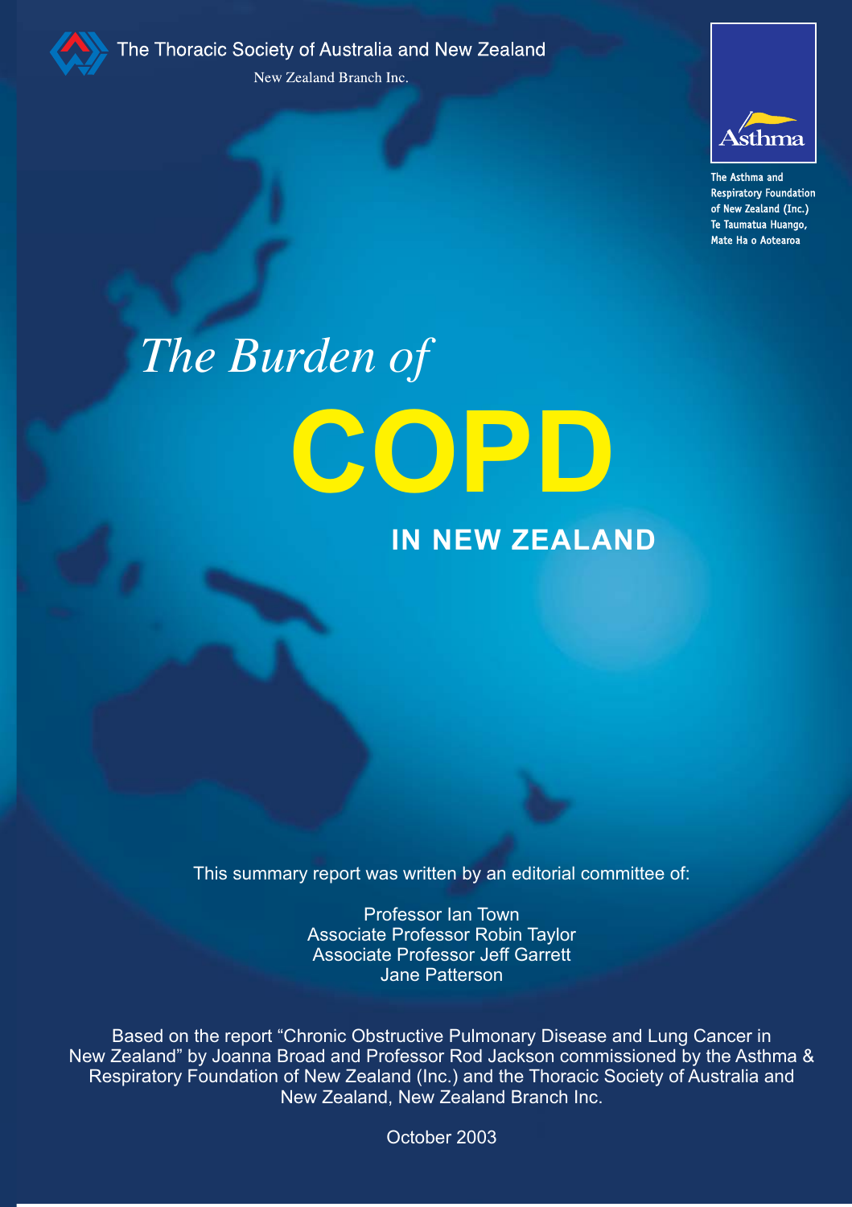The Thoracic Society of Australia and New Zealand

New Zealand Branch Inc.

Asthma

The Asthma and Respiratory Foundation of New Zealand (Inc.)
Te Taumatua Huango, Mate Ha o Aotearoa

# *The Burden of* COPD IN NEW ZEALAND

This summary report was written by an editorial committee of:

Professor Ian Town
Associate Professor Robin Taylor
Associate Professor Jeff Garrett
Jane Patterson

Based on the report "Chronic Obstructive Pulmonary Disease and Lung Cancer in New Zealand" by Joanna Broad and Professor Rod Jackson commissioned by the Asthma & Respiratory Foundation of New Zealand (Inc.) and the Thoracic Society of Australia and New Zealand, New Zealand Branch Inc.

October 2003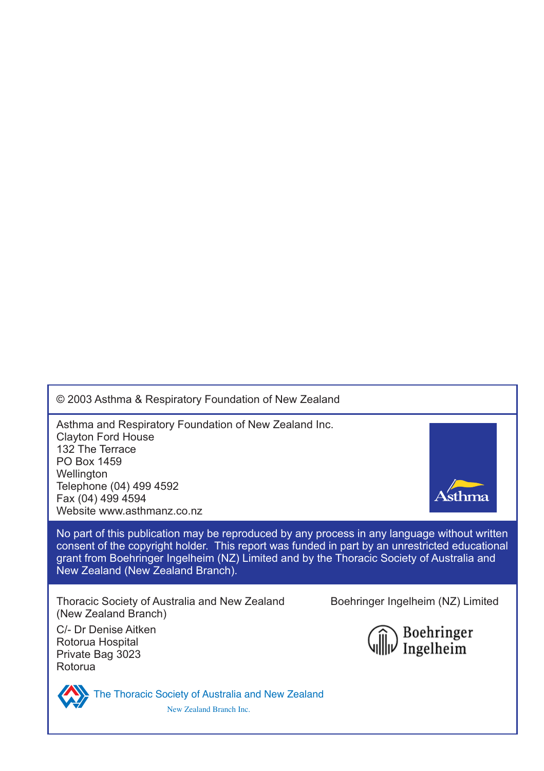© 2003 Asthma & Respiratory Foundation of New Zealand

Asthma and Respiratory Foundation of New Zealand Inc.
Clayton Ford House
132 The Terrace
PO Box 1459
Wellington
Telephone (04) 499 4592
Fax (04) 499 4594
Website www.asthmanz.co.nz

Asthma

No part of this publication may be reproduced by any process in any language without written consent of the copyright holder. This report was funded in part by an unrestricted educational grant from Boehringer Ingelheim (NZ) Limited and by the Thoracic Society of Australia and New Zealand (New Zealand Branch).

Thoracic Society of Australia and New Zealand
(New Zealand Branch)

C/- Dr Denise Aitken
Rotorua Hospital
Private Bag 3023
Rotorua

Boehringer Ingelheim (NZ) Limited

Boehringer Ingelheim

The Thoracic Society of Australia and New Zealand
New Zealand Branch Inc.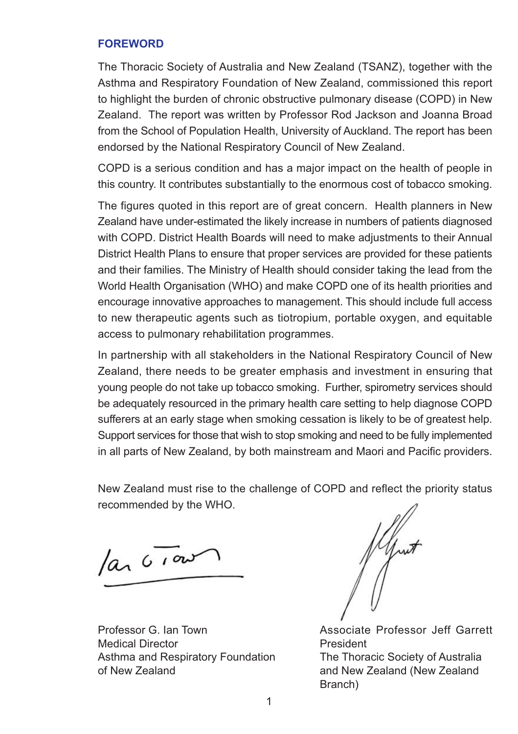## FOREWORD

The Thoracic Society of Australia and New Zealand (TSANZ), together with the Asthma and Respiratory Foundation of New Zealand, commissioned this report to highlight the burden of chronic obstructive pulmonary disease (COPD) in New Zealand. The report was written by Professor Rod Jackson and Joanna Broad from the School of Population Health, University of Auckland. The report has been endorsed by the National Respiratory Council of New Zealand.

COPD is a serious condition and has a major impact on the health of people in this country. It contributes substantially to the enormous cost of tobacco smoking.

The figures quoted in this report are of great concern. Health planners in New Zealand have under-estimated the likely increase in numbers of patients diagnosed with COPD. District Health Boards will need to make adjustments to their Annual District Health Plans to ensure that proper services are provided for these patients and their families. The Ministry of Health should consider taking the lead from the World Health Organisation (WHO) and make COPD one of its health priorities and encourage innovative approaches to management. This should include full access to new therapeutic agents such as tiotropium, portable oxygen, and equitable access to pulmonary rehabilitation programmes.

In partnership with all stakeholders in the National Respiratory Council of New Zealand, there needs to be greater emphasis and investment in ensuring that young people do not take up tobacco smoking. Further, spirometry services should be adequately resourced in the primary health care setting to help diagnose COPD sufferers at an early stage when smoking cessation is likely to be of greatest help. Support services for those that wish to stop smoking and need to be fully implemented in all parts of New Zealand, by both mainstream and Maori and Pacific providers.

New Zealand must rise to the challenge of COPD and reflect the priority status recommended by the WHO.

Professor G. Ian Town
Medical Director
Asthma and Respiratory Foundation of New Zealand

Associate Professor Jeff Garrett
President
The Thoracic Society of Australia and New Zealand (New Zealand Branch)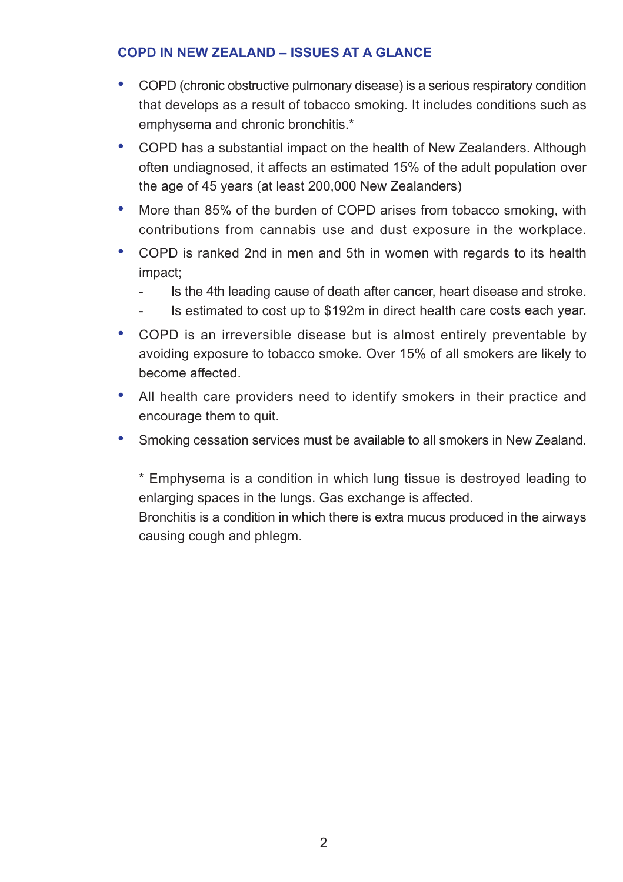## COPD IN NEW ZEALAND – ISSUES AT A GLANCE

- COPD (chronic obstructive pulmonary disease) is a serious respiratory condition that develops as a result of tobacco smoking. It includes conditions such as emphysema and chronic bronchitis.*
- COPD has a substantial impact on the health of New Zealanders. Although often undiagnosed, it affects an estimated 15% of the adult population over the age of 45 years (at least 200,000 New Zealanders)
- More than 85% of the burden of COPD arises from tobacco smoking, with contributions from cannabis use and dust exposure in the workplace.
- COPD is ranked 2nd in men and 5th in women with regards to its health impact;
  - Is the 4th leading cause of death after cancer, heart disease and stroke.
  - Is estimated to cost up to $192m in direct health care costs each year.
- COPD is an irreversible disease but is almost entirely preventable by avoiding exposure to tobacco smoke. Over 15% of all smokers are likely to become affected.
- All health care providers need to identify smokers in their practice and encourage them to quit.
- Smoking cessation services must be available to all smokers in New Zealand.

\* Emphysema is a condition in which lung tissue is destroyed leading to enlarging spaces in the lungs. Gas exchange is affected.
Bronchitis is a condition in which there is extra mucus produced in the airways causing cough and phlegm.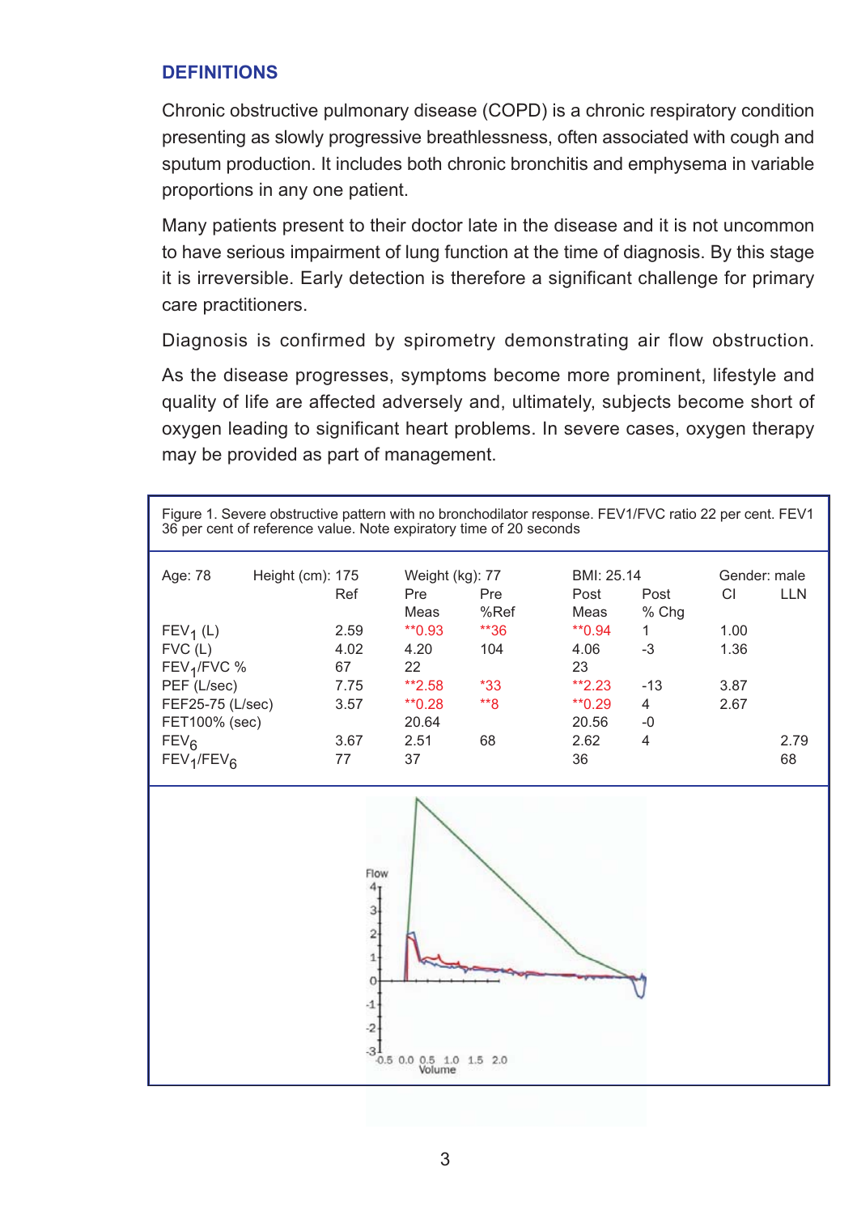## DEFINITIONS

Chronic obstructive pulmonary disease (COPD) is a chronic respiratory condition presenting as slowly progressive breathlessness, often associated with cough and sputum production. It includes both chronic bronchitis and emphysema in variable proportions in any one patient.

Many patients present to their doctor late in the disease and it is not uncommon to have serious impairment of lung function at the time of diagnosis. By this stage it is irreversible. Early detection is therefore a significant challenge for primary care practitioners.

Diagnosis is confirmed by spirometry demonstrating air flow obstruction.

As the disease progresses, symptoms become more prominent, lifestyle and quality of life are affected adversely and, ultimately, subjects become short of oxygen leading to significant heart problems. In severe cases, oxygen therapy may be provided as part of management.

Figure 1. Severe obstructive pattern with no bronchodilator response. FEV1/FVC ratio 22 per cent. FEV1 36 per cent of reference value. Note expiratory time of 20 seconds

Age: 78 Height (cm): 175 Weight (kg): 77 BMI: 25.14 Gender: male

| | Ref | Pre Meas | Pre %Ref | Post Meas | Post % Chg | CI | LLN |
|---|---|---|---|---|---|---|---|
| $FEV_1$ (L) | 2.59 | **0.93 | **36 | **0.94 | 1 | 1.00 | |
| FVC (L) | 4.02 | 4.20 | 104 | 4.06 | -3 | 1.36 | |
| $FEV_1$/FVC % | 67 | 22 | | 23 | | | |
| PEF (L/sec) | 7.75 | **2.58 | *33 | **2.23 | -13 | 3.87 | |
| FEF25-75 (L/sec) | 3.57 | **0.28 | **8 | **0.29 | 4 | 2.67 | |
| FET100% (sec) | | 20.64 | | 20.56 | -0 | | |
| $FEV_6$ | 3.67 | 2.51 | 68 | 2.62 | 4 | | 2.79 |
| $FEV_1/FEV_6$ | 77 | 37 | | 36 | | | 68 |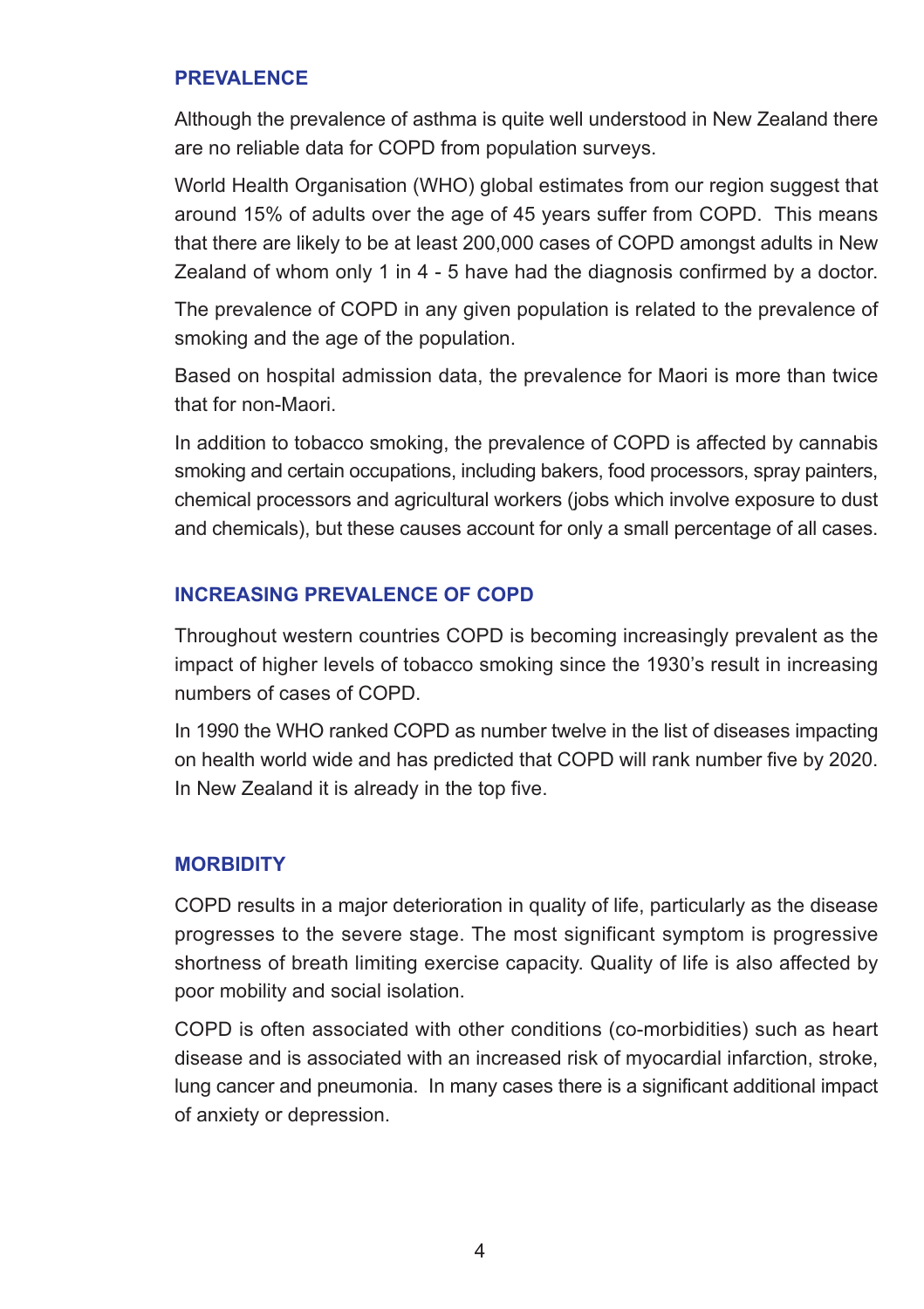## PREVALENCE

Although the prevalence of asthma is quite well understood in New Zealand there are no reliable data for COPD from population surveys.

World Health Organisation (WHO) global estimates from our region suggest that around 15% of adults over the age of 45 years suffer from COPD. This means that there are likely to be at least 200,000 cases of COPD amongst adults in New Zealand of whom only 1 in 4 - 5 have had the diagnosis confirmed by a doctor.

The prevalence of COPD in any given population is related to the prevalence of smoking and the age of the population.

Based on hospital admission data, the prevalence for Maori is more than twice that for non-Maori.

In addition to tobacco smoking, the prevalence of COPD is affected by cannabis smoking and certain occupations, including bakers, food processors, spray painters, chemical processors and agricultural workers (jobs which involve exposure to dust and chemicals), but these causes account for only a small percentage of all cases.

## INCREASING PREVALENCE OF COPD

Throughout western countries COPD is becoming increasingly prevalent as the impact of higher levels of tobacco smoking since the 1930's result in increasing numbers of cases of COPD.

In 1990 the WHO ranked COPD as number twelve in the list of diseases impacting on health world wide and has predicted that COPD will rank number five by 2020. In New Zealand it is already in the top five.

## MORBIDITY

COPD results in a major deterioration in quality of life, particularly as the disease progresses to the severe stage. The most significant symptom is progressive shortness of breath limiting exercise capacity. Quality of life is also affected by poor mobility and social isolation.

COPD is often associated with other conditions (co-morbidities) such as heart disease and is associated with an increased risk of myocardial infarction, stroke, lung cancer and pneumonia. In many cases there is a significant additional impact of anxiety or depression.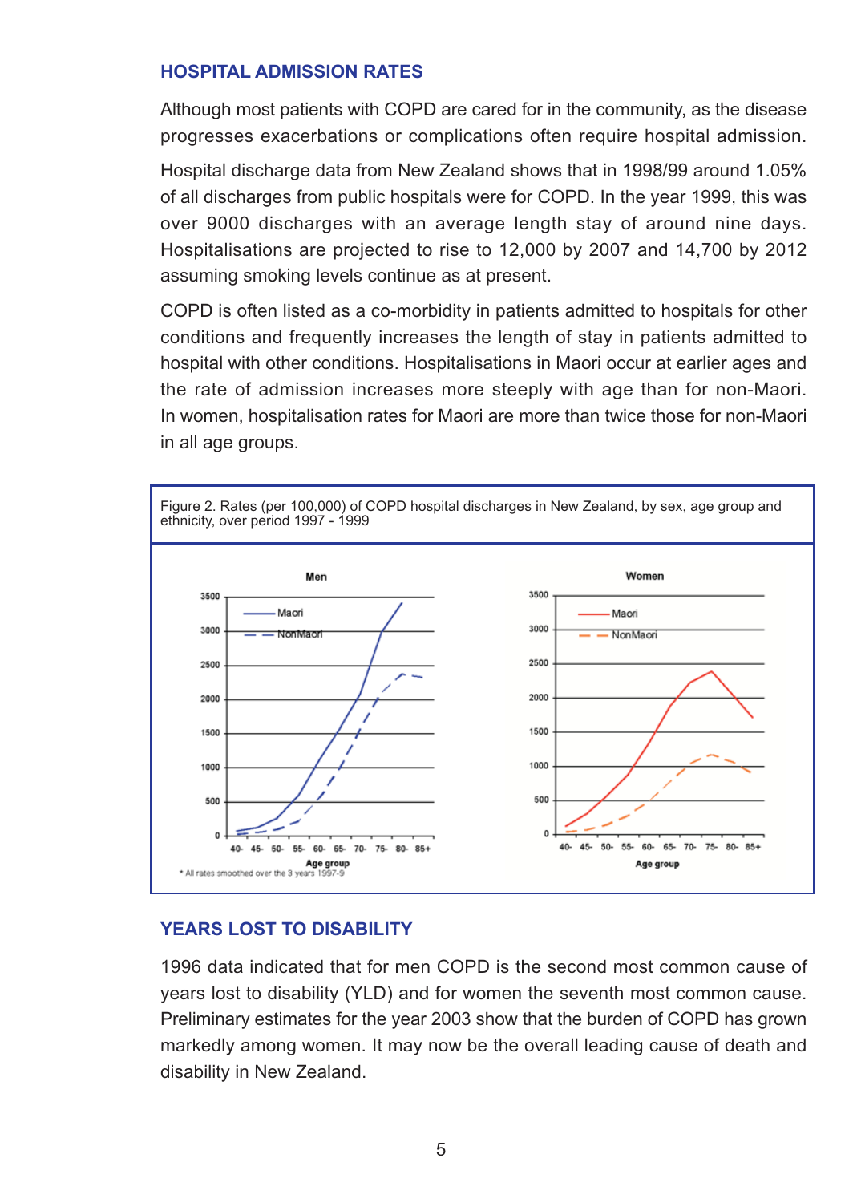## HOSPITAL ADMISSION RATES

Although most patients with COPD are cared for in the community, as the disease progresses exacerbations or complications often require hospital admission.

Hospital discharge data from New Zealand shows that in 1998/99 around 1.05% of all discharges from public hospitals were for COPD. In the year 1999, this was over 9000 discharges with an average length stay of around nine days. Hospitalisations are projected to rise to 12,000 by 2007 and 14,700 by 2012 assuming smoking levels continue as at present.

COPD is often listed as a co-morbidity in patients admitted to hospitals for other conditions and frequently increases the length of stay in patients admitted to hospital with other conditions. Hospitalisations in Maori occur at earlier ages and the rate of admission increases more steeply with age than for non-Maori. In women, hospitalisation rates for Maori are more than twice those for non-Maori in all age groups.

Figure 2. Rates (per 100,000) of COPD hospital discharges in New Zealand, by sex, age group and ethnicity, over period 1997 - 1999

\* All rates smoothed over the 3 years 1997-9

## YEARS LOST TO DISABILITY

1996 data indicated that for men COPD is the second most common cause of years lost to disability (YLD) and for women the seventh most common cause. Preliminary estimates for the year 2003 show that the burden of COPD has grown markedly among women. It may now be the overall leading cause of death and disability in New Zealand.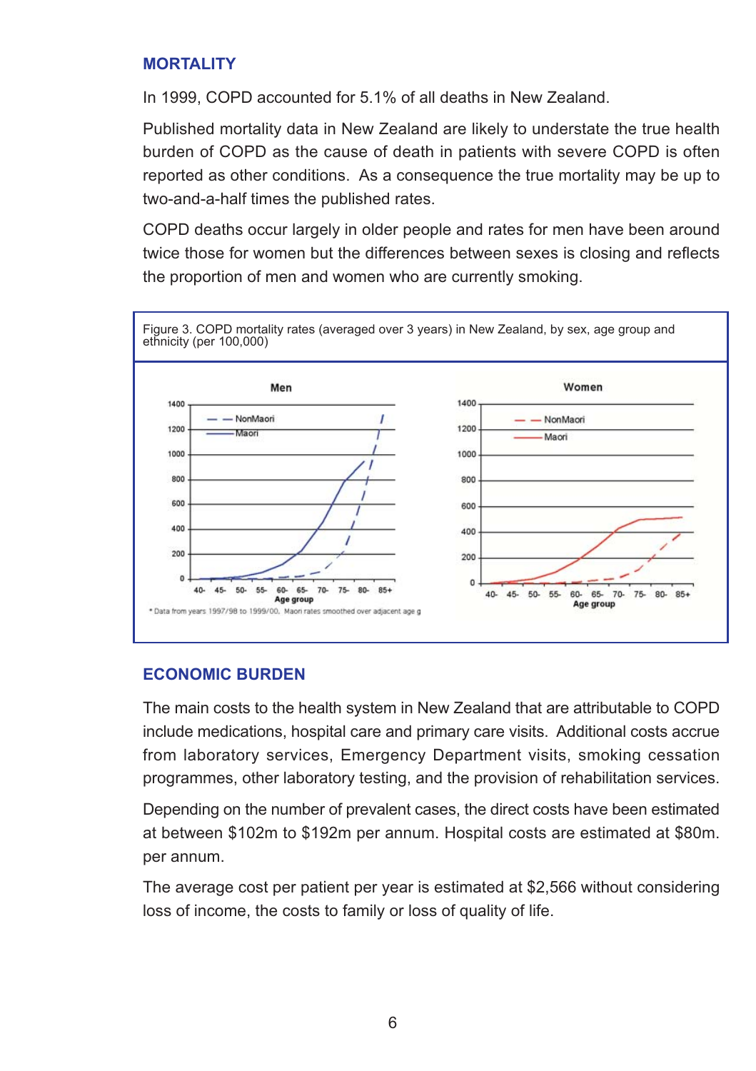## MORTALITY

In 1999, COPD accounted for 5.1% of all deaths in New Zealand.

Published mortality data in New Zealand are likely to understate the true health burden of COPD as the cause of death in patients with severe COPD is often reported as other conditions. As a consequence the true mortality may be up to two-and-a-half times the published rates.

COPD deaths occur largely in older people and rates for men have been around twice those for women but the differences between sexes is closing and reflects the proportion of men and women who are currently smoking.

Figure 3. COPD mortality rates (averaged over 3 years) in New Zealand, by sex, age group and ethnicity (per 100,000)

* Data from years 1997/98 to 1999/00. Maori rates smoothed over adjacent age g

## ECONOMIC BURDEN

The main costs to the health system in New Zealand that are attributable to COPD include medications, hospital care and primary care visits. Additional costs accrue from laboratory services, Emergency Department visits, smoking cessation programmes, other laboratory testing, and the provision of rehabilitation services.

Depending on the number of prevalent cases, the direct costs have been estimated at between $102m to $192m per annum. Hospital costs are estimated at $80m. per annum.

The average cost per patient per year is estimated at $2,566 without considering loss of income, the costs to family or loss of quality of life.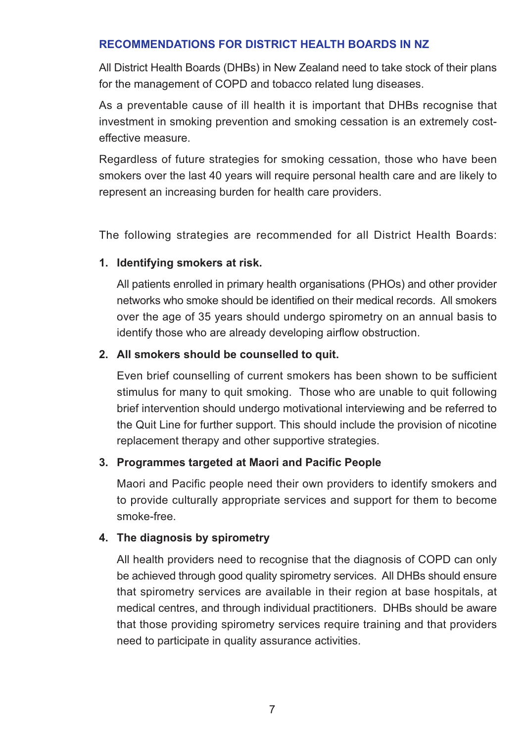## RECOMMENDATIONS FOR DISTRICT HEALTH BOARDS IN NZ

All District Health Boards (DHBs) in New Zealand need to take stock of their plans for the management of COPD and tobacco related lung diseases.

As a preventable cause of ill health it is important that DHBs recognise that investment in smoking prevention and smoking cessation is an extremely cost-effective measure.

Regardless of future strategies for smoking cessation, those who have been smokers over the last 40 years will require personal health care and are likely to represent an increasing burden for health care providers.

The following strategies are recommended for all District Health Boards:

1. **Identifying smokers at risk.**

   All patients enrolled in primary health organisations (PHOs) and other provider networks who smoke should be identified on their medical records. All smokers over the age of 35 years should undergo spirometry on an annual basis to identify those who are already developing airflow obstruction.

2. **All smokers should be counselled to quit.**

   Even brief counselling of current smokers has been shown to be sufficient stimulus for many to quit smoking. Those who are unable to quit following brief intervention should undergo motivational interviewing and be referred to the Quit Line for further support. This should include the provision of nicotine replacement therapy and other supportive strategies.

3. **Programmes targeted at Maori and Pacific People**

   Maori and Pacific people need their own providers to identify smokers and to provide culturally appropriate services and support for them to become smoke-free.

4. **The diagnosis by spirometry**

   All health providers need to recognise that the diagnosis of COPD can only be achieved through good quality spirometry services. All DHBs should ensure that spirometry services are available in their region at base hospitals, at medical centres, and through individual practitioners. DHBs should be aware that those providing spirometry services require training and that providers need to participate in quality assurance activities.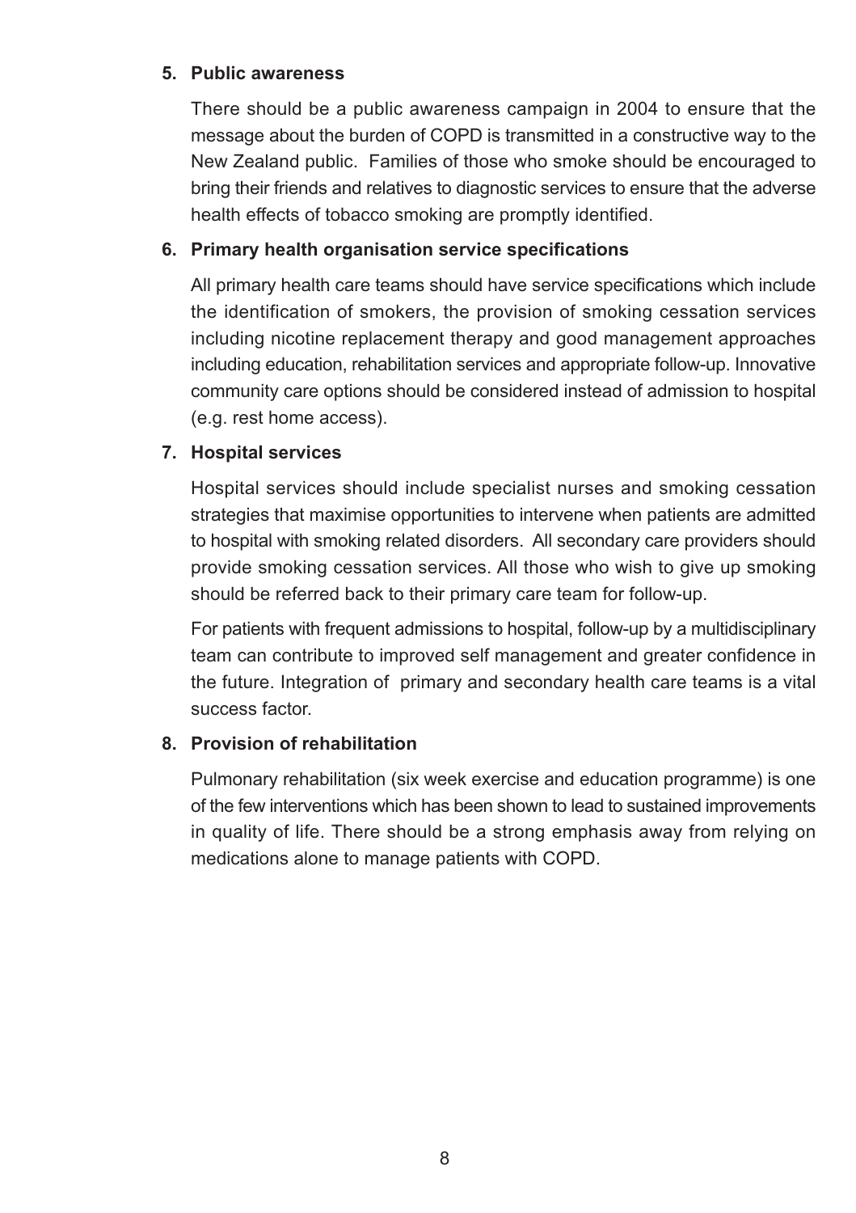**5. Public awareness**

There should be a public awareness campaign in 2004 to ensure that the message about the burden of COPD is transmitted in a constructive way to the New Zealand public. Families of those who smoke should be encouraged to bring their friends and relatives to diagnostic services to ensure that the adverse health effects of tobacco smoking are promptly identified.

**6. Primary health organisation service specifications**

All primary health care teams should have service specifications which include the identification of smokers, the provision of smoking cessation services including nicotine replacement therapy and good management approaches including education, rehabilitation services and appropriate follow-up. Innovative community care options should be considered instead of admission to hospital (e.g. rest home access).

**7. Hospital services**

Hospital services should include specialist nurses and smoking cessation strategies that maximise opportunities to intervene when patients are admitted to hospital with smoking related disorders. All secondary care providers should provide smoking cessation services. All those who wish to give up smoking should be referred back to their primary care team for follow-up.

For patients with frequent admissions to hospital, follow-up by a multidisciplinary team can contribute to improved self management and greater confidence in the future. Integration of primary and secondary health care teams is a vital success factor.

**8. Provision of rehabilitation**

Pulmonary rehabilitation (six week exercise and education programme) is one of the few interventions which has been shown to lead to sustained improvements in quality of life. There should be a strong emphasis away from relying on medications alone to manage patients with COPD.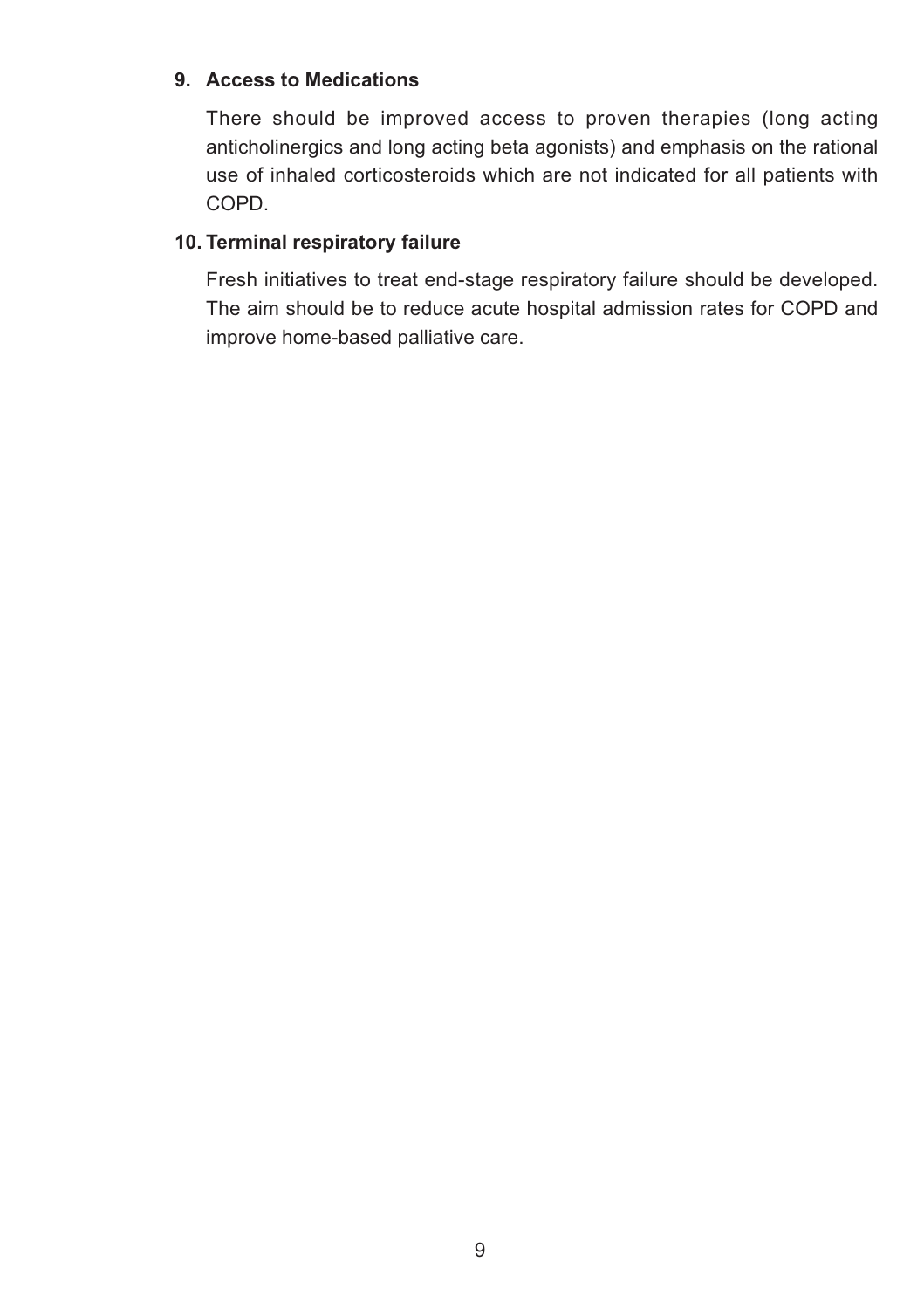**9. Access to Medications**

There should be improved access to proven therapies (long acting anticholinergics and long acting beta agonists) and emphasis on the rational use of inhaled corticosteroids which are not indicated for all patients with COPD.

**10. Terminal respiratory failure**

Fresh initiatives to treat end-stage respiratory failure should be developed. The aim should be to reduce acute hospital admission rates for COPD and improve home-based palliative care.